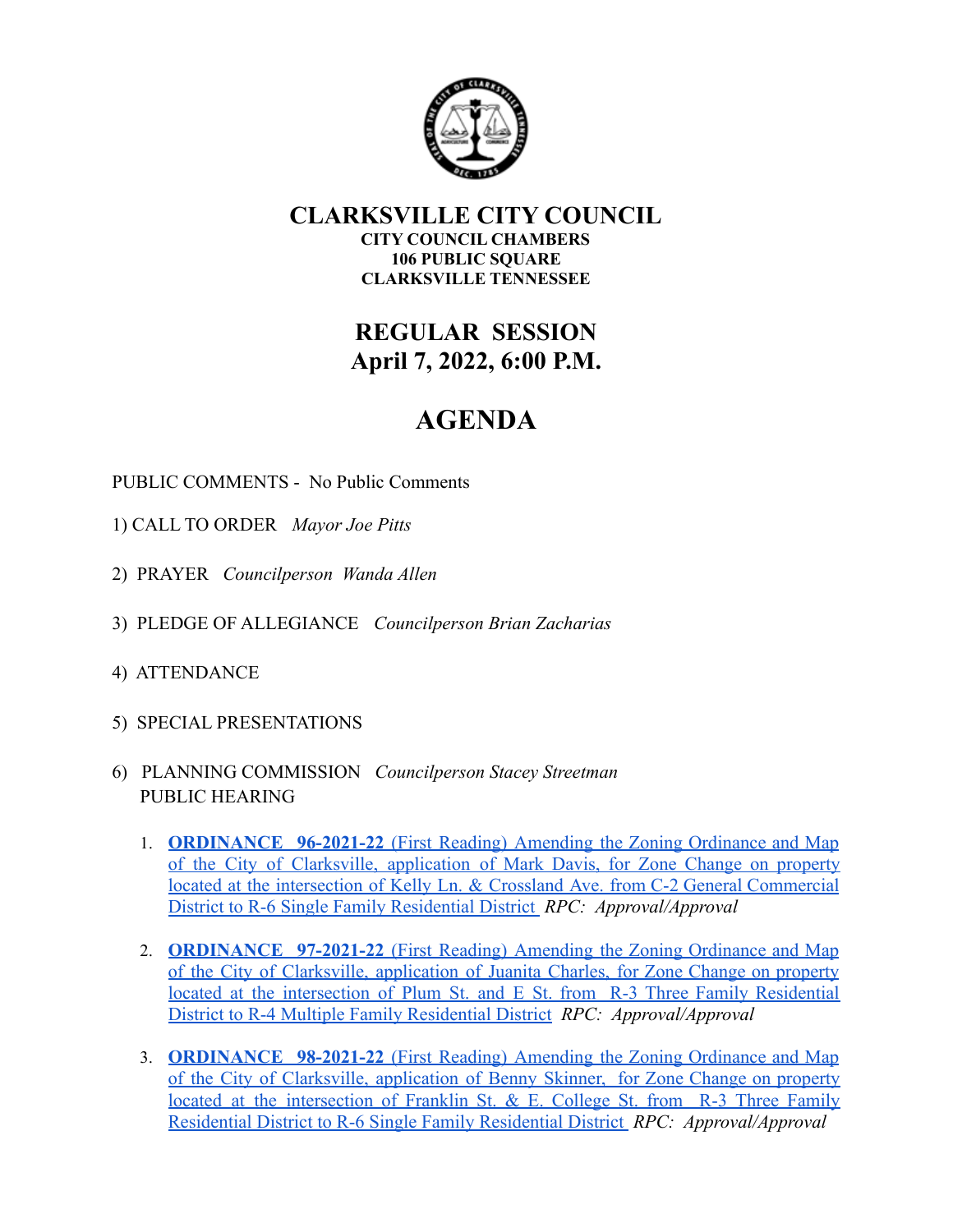# CLARKSVILLE CITY COUNCIL

**CITY COUNCIL CHAMBERS**
**106 PUBLIC SQUARE**
**CLARKSVILLE TENNESSEE**

## REGULAR SESSION
## April 7, 2022, 6:00 P.M.

# AGENDA

PUBLIC COMMENTS - No Public Comments

1) CALL TO ORDER *Mayor Joe Pitts*

2) PRAYER *Councilperson Wanda Allen*

3) PLEDGE OF ALLEGIANCE *Councilperson Brian Zacharias*

4) ATTENDANCE

5) SPECIAL PRESENTATIONS

6) PLANNING COMMISSION *Councilperson Stacey Streetman*
PUBLIC HEARING

1. **ORDINANCE 96-2021-22** (First Reading) Amending the Zoning Ordinance and Map of the City of Clarksville, application of Mark Davis, for Zone Change on property located at the intersection of Kelly Ln. & Crossland Ave. from C-2 General Commercial District to R-6 Single Family Residential District *RPC: Approval/Approval*

2. **ORDINANCE 97-2021-22** (First Reading) Amending the Zoning Ordinance and Map of the City of Clarksville, application of Juanita Charles, for Zone Change on property located at the intersection of Plum St. and E St. from R-3 Three Family Residential District to R-4 Multiple Family Residential District *RPC: Approval/Approval*

3. **ORDINANCE 98-2021-22** (First Reading) Amending the Zoning Ordinance and Map of the City of Clarksville, application of Benny Skinner, for Zone Change on property located at the intersection of Franklin St. & E. College St. from R-3 Three Family Residential District to R-6 Single Family Residential District *RPC: Approval/Approval*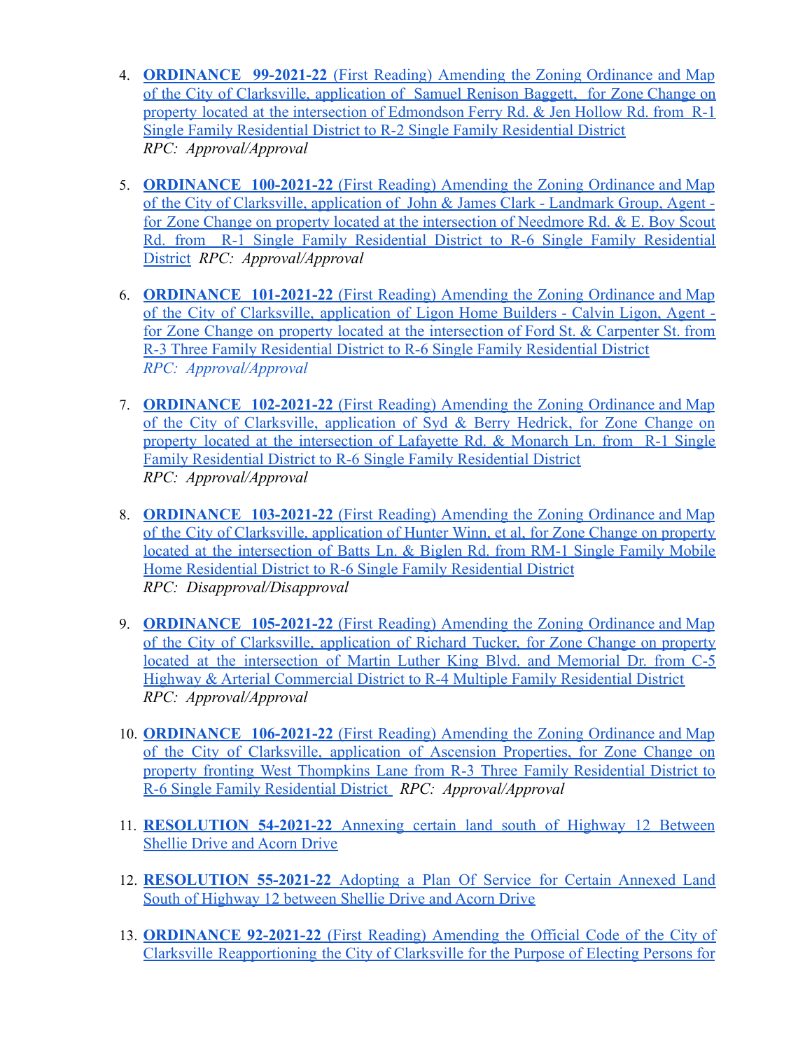4. **ORDINANCE 99-2021-22** (First Reading) Amending the Zoning Ordinance and Map of the City of Clarksville, application of Samuel Renison Baggett, for Zone Change on property located at the intersection of Edmondson Ferry Rd. & Jen Hollow Rd. from R-1 Single Family Residential District to R-2 Single Family Residential District
   *RPC: Approval/Approval*

5. **ORDINANCE 100-2021-22** (First Reading) Amending the Zoning Ordinance and Map of the City of Clarksville, application of John & James Clark - Landmark Group, Agent - for Zone Change on property located at the intersection of Needmore Rd. & E. Boy Scout Rd. from R-1 Single Family Residential District to R-6 Single Family Residential District *RPC: Approval/Approval*

6. **ORDINANCE 101-2021-22** (First Reading) Amending the Zoning Ordinance and Map of the City of Clarksville, application of Ligon Home Builders - Calvin Ligon, Agent - for Zone Change on property located at the intersection of Ford St. & Carpenter St. from R-3 Three Family Residential District to R-6 Single Family Residential District
   *RPC: Approval/Approval*

7. **ORDINANCE 102-2021-22** (First Reading) Amending the Zoning Ordinance and Map of the City of Clarksville, application of Syd & Berry Hedrick, for Zone Change on property located at the intersection of Lafayette Rd. & Monarch Ln. from R-1 Single Family Residential District to R-6 Single Family Residential District
   *RPC: Approval/Approval*

8. **ORDINANCE 103-2021-22** (First Reading) Amending the Zoning Ordinance and Map of the City of Clarksville, application of Hunter Winn, et al, for Zone Change on property located at the intersection of Batts Ln. & Biglen Rd. from RM-1 Single Family Mobile Home Residential District to R-6 Single Family Residential District
   *RPC: Disapproval/Disapproval*

9. **ORDINANCE 105-2021-22** (First Reading) Amending the Zoning Ordinance and Map of the City of Clarksville, application of Richard Tucker, for Zone Change on property located at the intersection of Martin Luther King Blvd. and Memorial Dr. from C-5 Highway & Arterial Commercial District to R-4 Multiple Family Residential District
   *RPC: Approval/Approval*

10. **ORDINANCE 106-2021-22** (First Reading) Amending the Zoning Ordinance and Map of the City of Clarksville, application of Ascension Properties, for Zone Change on property fronting West Thompkins Lane from R-3 Three Family Residential District to R-6 Single Family Residential District *RPC: Approval/Approval*

11. **RESOLUTION 54-2021-22** Annexing certain land south of Highway 12 Between Shellie Drive and Acorn Drive

12. **RESOLUTION 55-2021-22** Adopting a Plan Of Service for Certain Annexed Land South of Highway 12 between Shellie Drive and Acorn Drive

13. **ORDINANCE 92-2021-22** (First Reading) Amending the Official Code of the City of Clarksville Reapportioning the City of Clarksville for the Purpose of Electing Persons for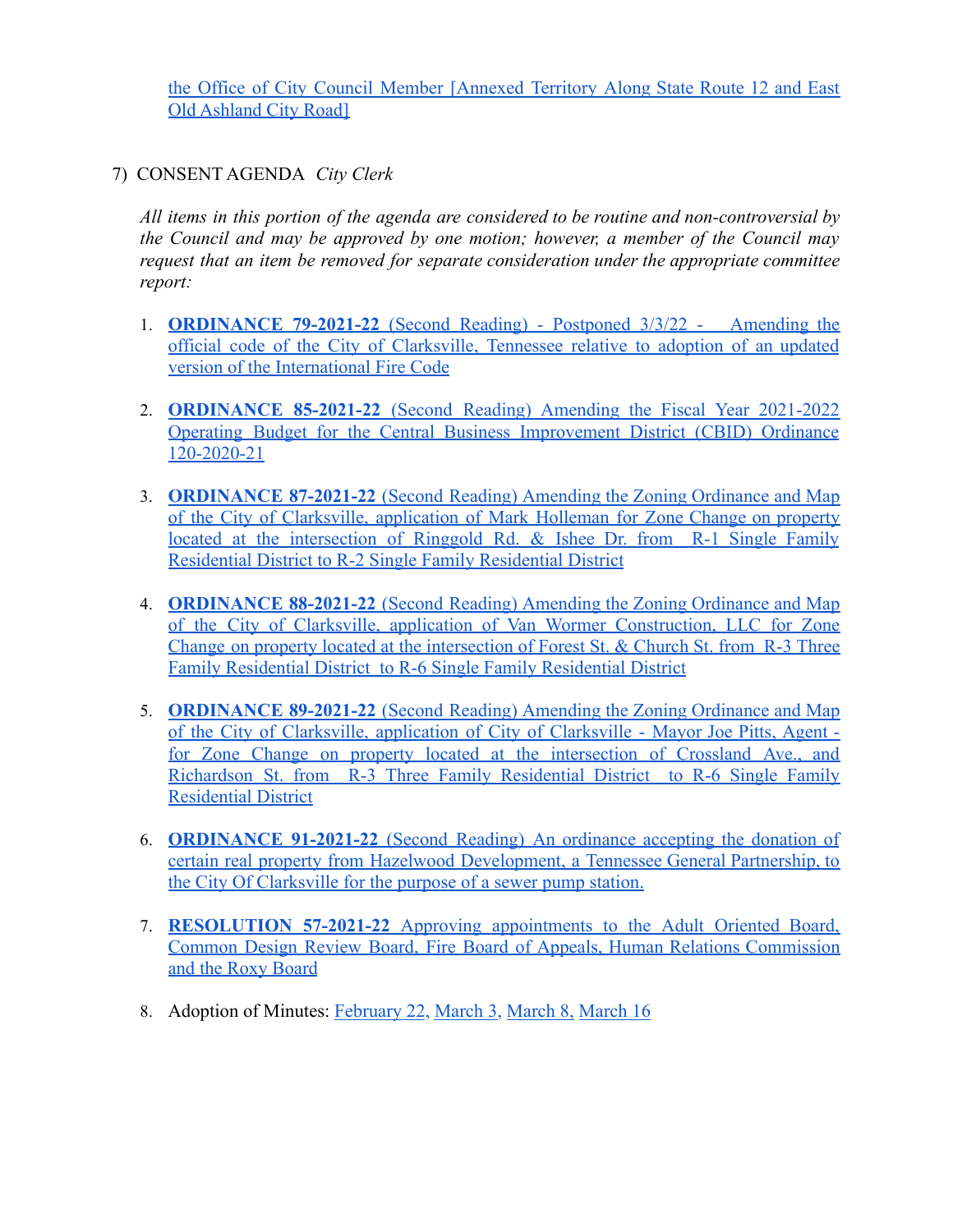the Office of City Council Member [Annexed Territory Along State Route 12 and East Old Ashland City Road]

7) CONSENT AGENDA *City Clerk*

*All items in this portion of the agenda are considered to be routine and non-controversial by the Council and may be approved by one motion; however, a member of the Council may request that an item be removed for separate consideration under the appropriate committee report:*

1. **ORDINANCE 79-2021-22** (Second Reading) - Postponed 3/3/22 - Amending the official code of the City of Clarksville, Tennessee relative to adoption of an updated version of the International Fire Code

2. **ORDINANCE 85-2021-22** (Second Reading) Amending the Fiscal Year 2021-2022 Operating Budget for the Central Business Improvement District (CBID) Ordinance 120-2020-21

3. **ORDINANCE 87-2021-22** (Second Reading) Amending the Zoning Ordinance and Map of the City of Clarksville, application of Mark Holleman for Zone Change on property located at the intersection of Ringgold Rd. & Ishee Dr. from R-1 Single Family Residential District to R-2 Single Family Residential District

4. **ORDINANCE 88-2021-22** (Second Reading) Amending the Zoning Ordinance and Map of the City of Clarksville, application of Van Wormer Construction, LLC for Zone Change on property located at the intersection of Forest St. & Church St. from R-3 Three Family Residential District to R-6 Single Family Residential District

5. **ORDINANCE 89-2021-22** (Second Reading) Amending the Zoning Ordinance and Map of the City of Clarksville, application of City of Clarksville - Mayor Joe Pitts, Agent - for Zone Change on property located at the intersection of Crossland Ave., and Richardson St. from R-3 Three Family Residential District to R-6 Single Family Residential District

6. **ORDINANCE 91-2021-22** (Second Reading) An ordinance accepting the donation of certain real property from Hazelwood Development, a Tennessee General Partnership, to the City Of Clarksville for the purpose of a sewer pump station.

7. **RESOLUTION 57-2021-22** Approving appointments to the Adult Oriented Board, Common Design Review Board, Fire Board of Appeals, Human Relations Commission and the Roxy Board

8. Adoption of Minutes: February 22, March 3, March 8, March 16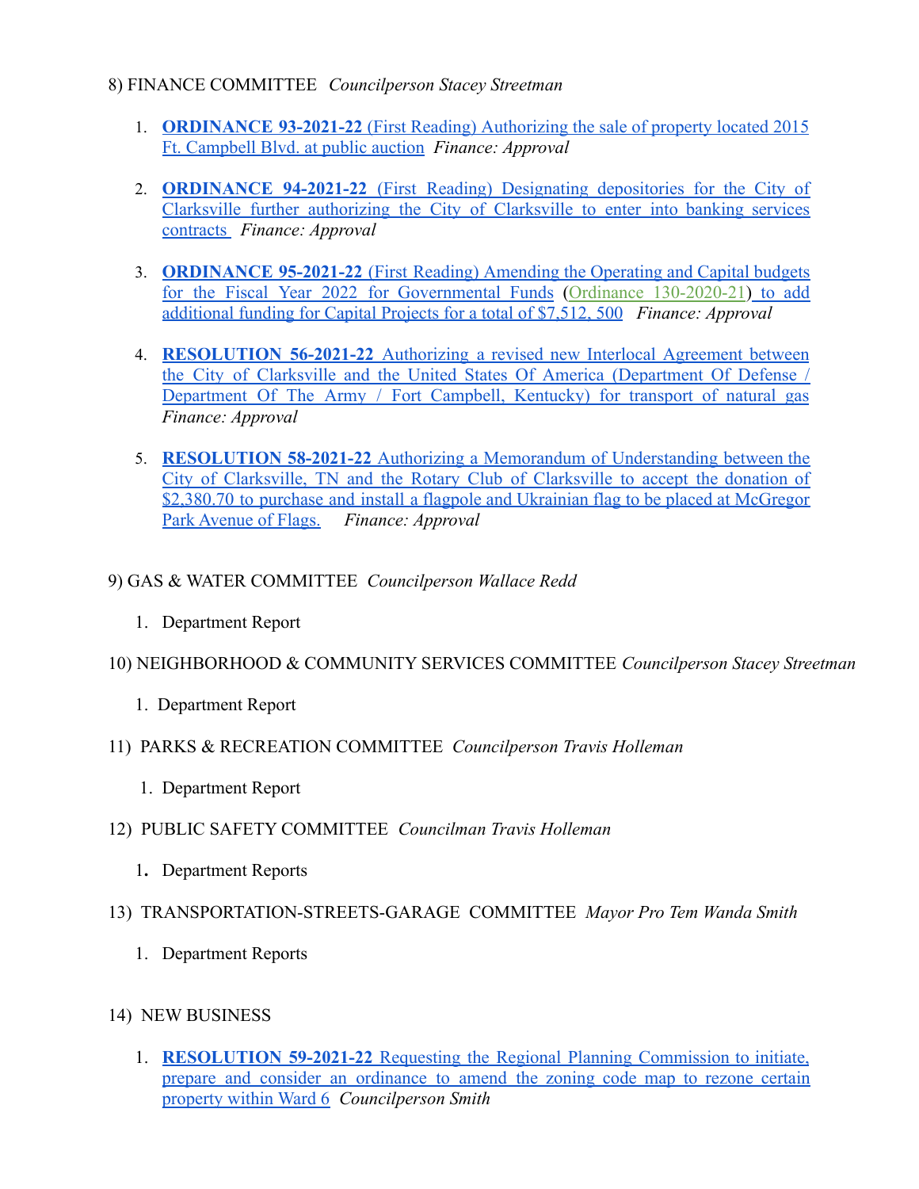8) FINANCE COMMITTEE *Councilperson Stacey Streetman*

1. **ORDINANCE 93-2021-22** (First Reading) Authorizing the sale of property located 2015 Ft. Campbell Blvd. at public auction *Finance: Approval*

2. **ORDINANCE 94-2021-22** (First Reading) Designating depositories for the City of Clarksville further authorizing the City of Clarksville to enter into banking services contracts *Finance: Approval*

3. **ORDINANCE 95-2021-22** (First Reading) Amending the Operating and Capital budgets for the Fiscal Year 2022 for Governmental Funds (Ordinance 130-2020-21) to add additional funding for Capital Projects for a total of $7,512, 500 *Finance: Approval*

4. **RESOLUTION 56-2021-22** Authorizing a revised new Interlocal Agreement between the City of Clarksville and the United States Of America (Department Of Defense / Department Of The Army / Fort Campbell, Kentucky) for transport of natural gas *Finance: Approval*

5. **RESOLUTION 58-2021-22** Authorizing a Memorandum of Understanding between the City of Clarksville, TN and the Rotary Club of Clarksville to accept the donation of $2,380.70 to purchase and install a flagpole and Ukrainian flag to be placed at McGregor Park Avenue of Flags. *Finance: Approval*

9) GAS & WATER COMMITTEE *Councilperson Wallace Redd*

1. Department Report

10) NEIGHBORHOOD & COMMUNITY SERVICES COMMITTEE *Councilperson Stacey Streetman*

1. Department Report

11) PARKS & RECREATION COMMITTEE *Councilperson Travis Holleman*

1. Department Report

12) PUBLIC SAFETY COMMITTEE *Councilman Travis Holleman*

1. Department Reports

13) TRANSPORTATION-STREETS-GARAGE COMMITTEE *Mayor Pro Tem Wanda Smith*

1. Department Reports

14) NEW BUSINESS

1. **RESOLUTION 59-2021-22** Requesting the Regional Planning Commission to initiate, prepare and consider an ordinance to amend the zoning code map to rezone certain property within Ward 6 *Councilperson Smith*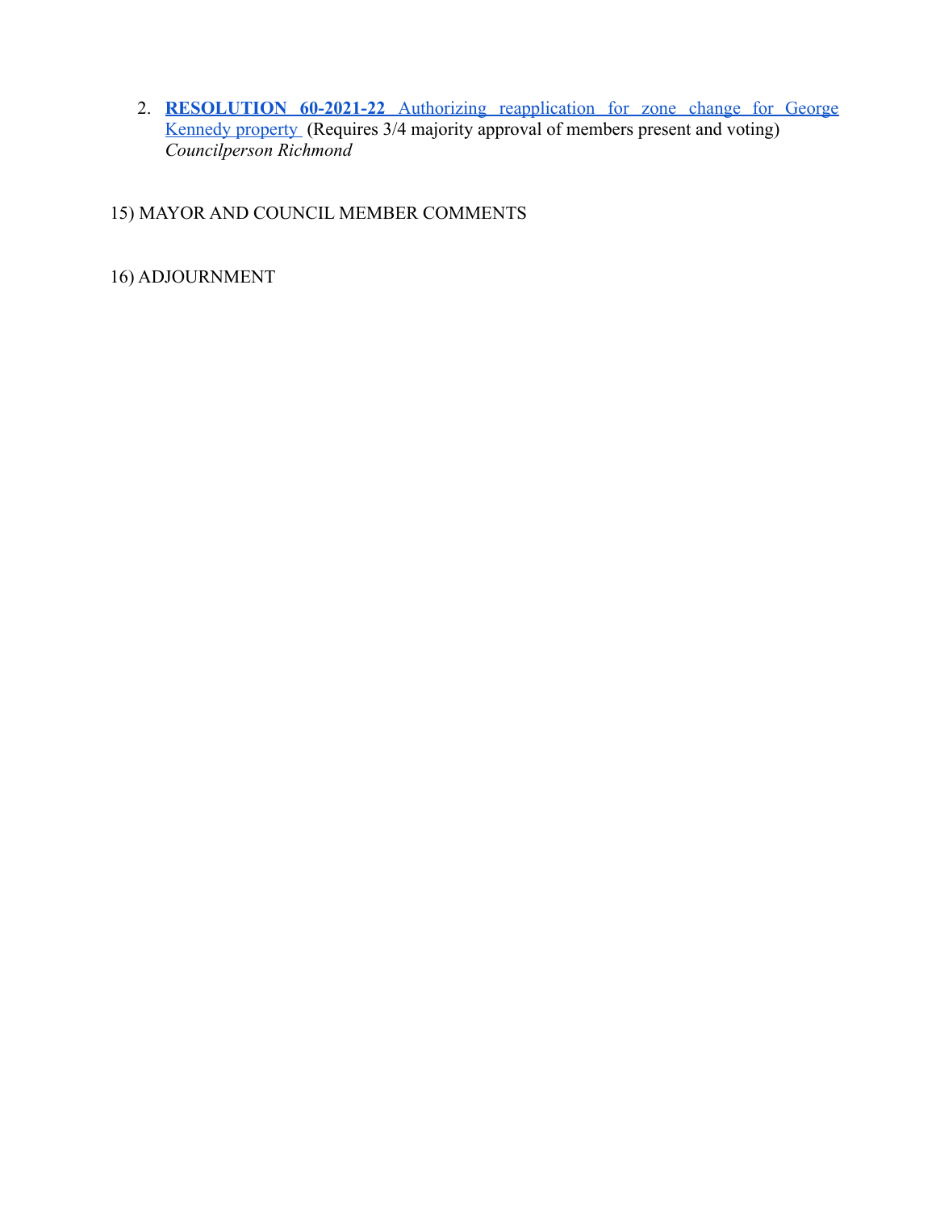2. **RESOLUTION 60-2021-22** Authorizing reapplication for zone change for George Kennedy property (Requires 3/4 majority approval of members present and voting) *Councilperson Richmond*

15) MAYOR AND COUNCIL MEMBER COMMENTS

16) ADJOURNMENT